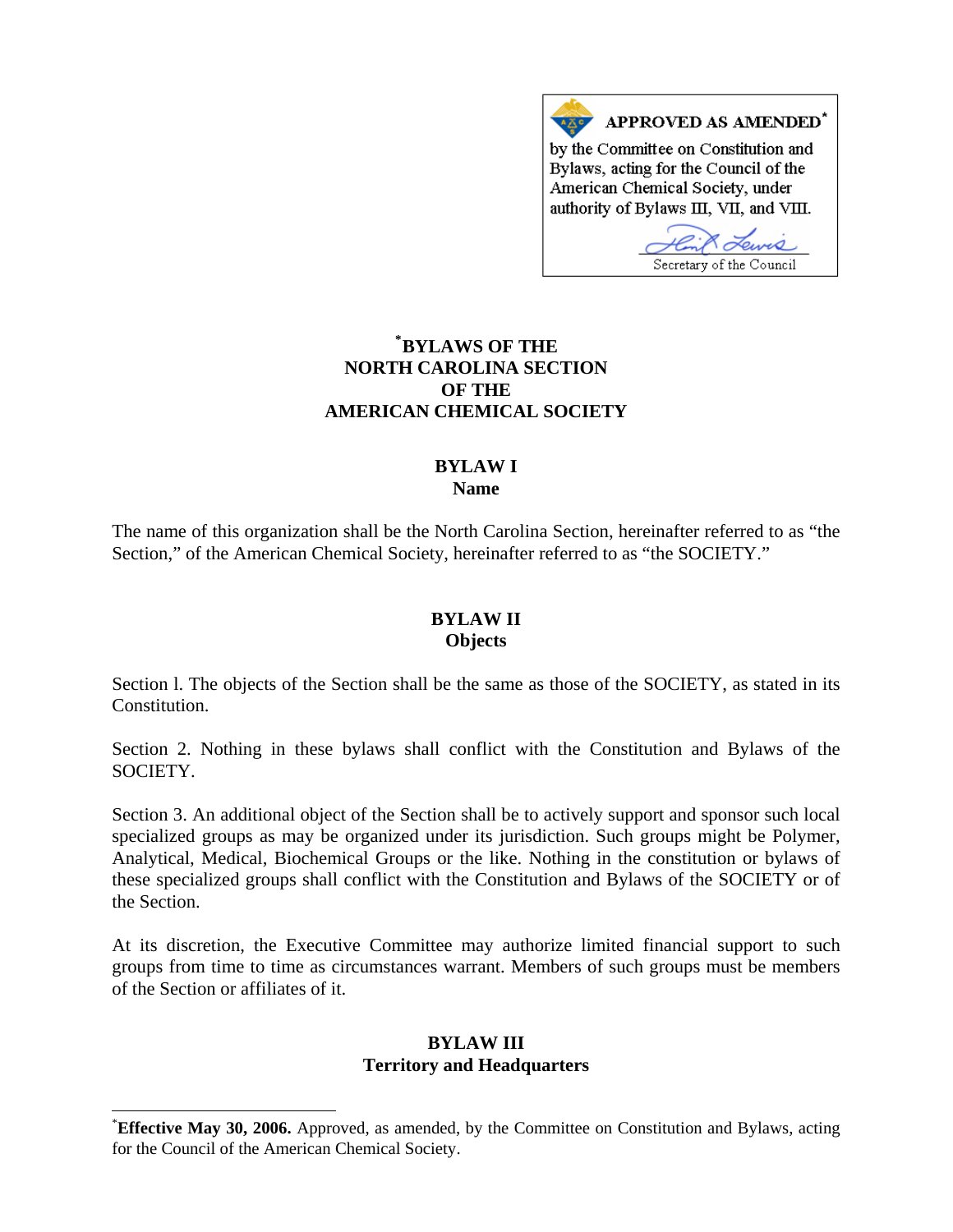**APPROVED AS AMENDED[*]**

by the Committee on Constitution and Bylaws, acting for the Council of the American Chemical Society, under authority of Bylaws III, VII, and VIII.

Secretary of the Council

# [*]BYLAWS OF THE NORTH CAROLINA SECTION OF THE AMERICAN CHEMICAL SOCIETY

## BYLAW I
## Name

The name of this organization shall be the North Carolina Section, hereinafter referred to as "the Section," of the American Chemical Society, hereinafter referred to as "the SOCIETY."

## BYLAW II
## Objects

Section l. The objects of the Section shall be the same as those of the SOCIETY, as stated in its Constitution.

Section 2. Nothing in these bylaws shall conflict with the Constitution and Bylaws of the SOCIETY.

Section 3. An additional object of the Section shall be to actively support and sponsor such local specialized groups as may be organized under its jurisdiction. Such groups might be Polymer, Analytical, Medical, Biochemical Groups or the like. Nothing in the constitution or bylaws of these specialized groups shall conflict with the Constitution and Bylaws of the SOCIETY or of the Section.

At its discretion, the Executive Committee may authorize limited financial support to such groups from time to time as circumstances warrant. Members of such groups must be members of the Section or affiliates of it.

## BYLAW III
## Territory and Headquarters

---

[*]**Effective May 30, 2006.** Approved, as amended, by the Committee on Constitution and Bylaws, acting for the Council of the American Chemical Society.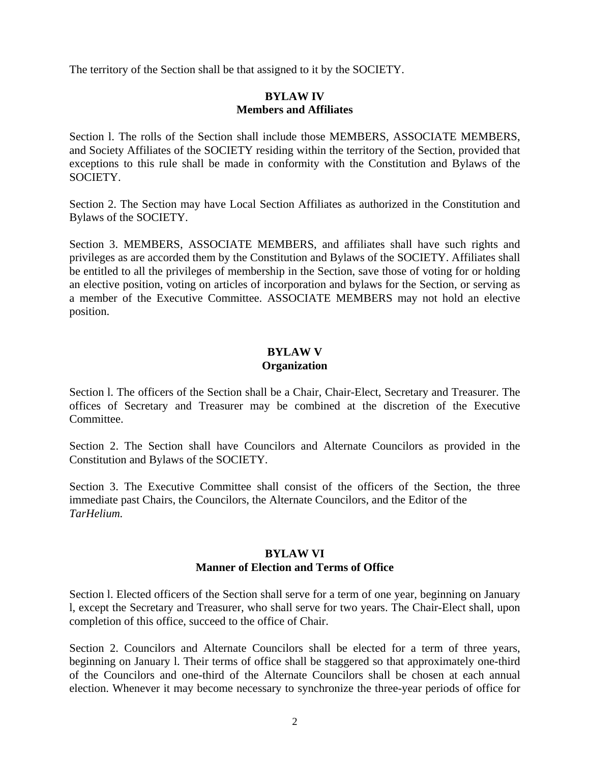The territory of the Section shall be that assigned to it by the SOCIETY.

## BYLAW IV
## Members and Affiliates

Section l. The rolls of the Section shall include those MEMBERS, ASSOCIATE MEMBERS, and Society Affiliates of the SOCIETY residing within the territory of the Section, provided that exceptions to this rule shall be made in conformity with the Constitution and Bylaws of the SOCIETY.

Section 2. The Section may have Local Section Affiliates as authorized in the Constitution and Bylaws of the SOCIETY.

Section 3. MEMBERS, ASSOCIATE MEMBERS, and affiliates shall have such rights and privileges as are accorded them by the Constitution and Bylaws of the SOCIETY. Affiliates shall be entitled to all the privileges of membership in the Section, save those of voting for or holding an elective position, voting on articles of incorporation and bylaws for the Section, or serving as a member of the Executive Committee. ASSOCIATE MEMBERS may not hold an elective position.

## BYLAW V
## Organization

Section l. The officers of the Section shall be a Chair, Chair-Elect, Secretary and Treasurer. The offices of Secretary and Treasurer may be combined at the discretion of the Executive Committee.

Section 2. The Section shall have Councilors and Alternate Councilors as provided in the Constitution and Bylaws of the SOCIETY.

Section 3. The Executive Committee shall consist of the officers of the Section, the three immediate past Chairs, the Councilors, the Alternate Councilors, and the Editor of the *TarHelium.*

## BYLAW VI
## Manner of Election and Terms of Office

Section l. Elected officers of the Section shall serve for a term of one year, beginning on January l, except the Secretary and Treasurer, who shall serve for two years. The Chair-Elect shall, upon completion of this office, succeed to the office of Chair.

Section 2. Councilors and Alternate Councilors shall be elected for a term of three years, beginning on January l. Their terms of office shall be staggered so that approximately one-third of the Councilors and one-third of the Alternate Councilors shall be chosen at each annual election. Whenever it may become necessary to synchronize the three-year periods of office for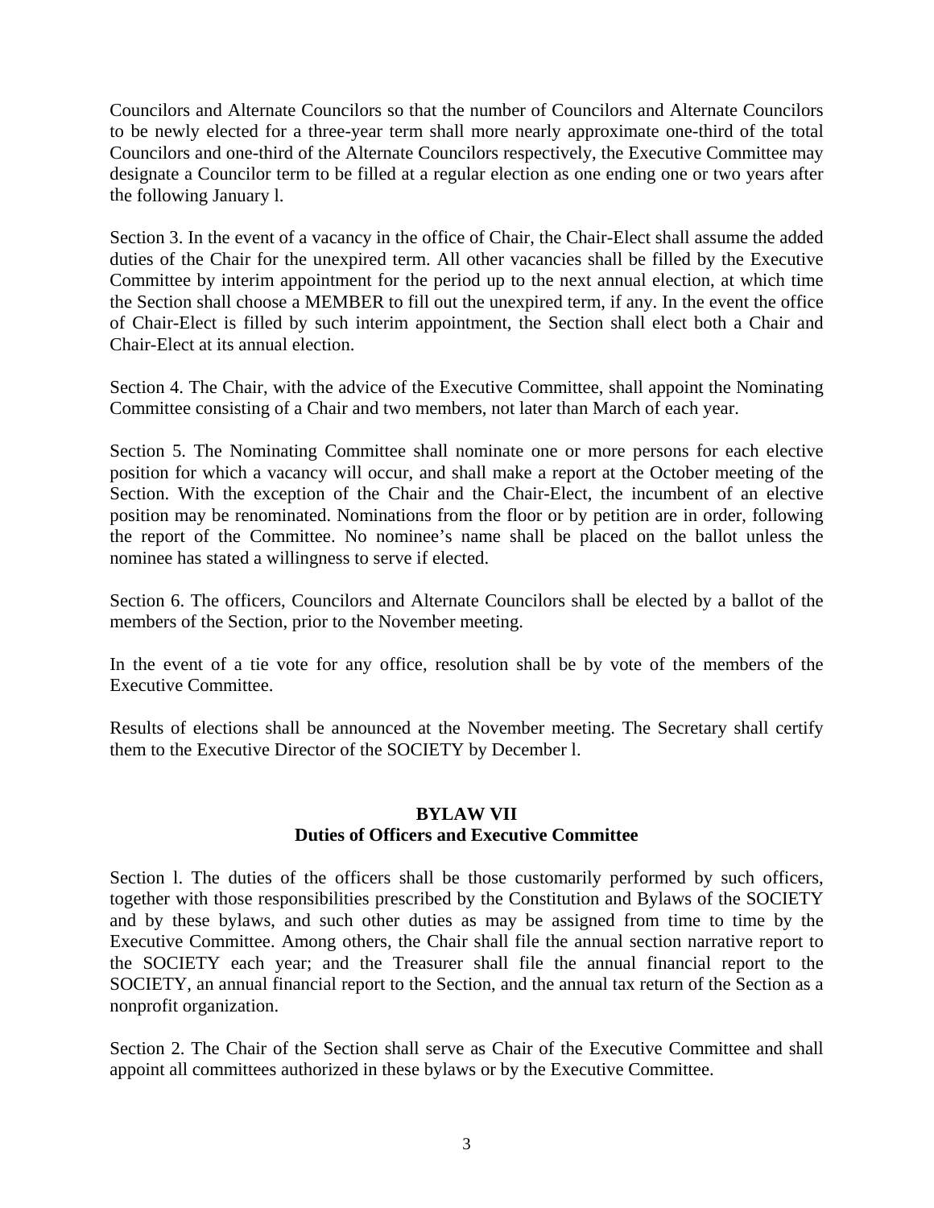Councilors and Alternate Councilors so that the number of Councilors and Alternate Councilors to be newly elected for a three-year term shall more nearly approximate one-third of the total Councilors and one-third of the Alternate Councilors respectively, the Executive Committee may designate a Councilor term to be filled at a regular election as one ending one or two years after the following January l.

Section 3. In the event of a vacancy in the office of Chair, the Chair-Elect shall assume the added duties of the Chair for the unexpired term. All other vacancies shall be filled by the Executive Committee by interim appointment for the period up to the next annual election, at which time the Section shall choose a MEMBER to fill out the unexpired term, if any. In the event the office of Chair-Elect is filled by such interim appointment, the Section shall elect both a Chair and Chair-Elect at its annual election.

Section 4. The Chair, with the advice of the Executive Committee, shall appoint the Nominating Committee consisting of a Chair and two members, not later than March of each year.

Section 5. The Nominating Committee shall nominate one or more persons for each elective position for which a vacancy will occur, and shall make a report at the October meeting of the Section. With the exception of the Chair and the Chair-Elect, the incumbent of an elective position may be renominated. Nominations from the floor or by petition are in order, following the report of the Committee. No nominee's name shall be placed on the ballot unless the nominee has stated a willingness to serve if elected.

Section 6. The officers, Councilors and Alternate Councilors shall be elected by a ballot of the members of the Section, prior to the November meeting.

In the event of a tie vote for any office, resolution shall be by vote of the members of the Executive Committee.

Results of elections shall be announced at the November meeting. The Secretary shall certify them to the Executive Director of the SOCIETY by December l.

## BYLAW VII
## Duties of Officers and Executive Committee

Section l. The duties of the officers shall be those customarily performed by such officers, together with those responsibilities prescribed by the Constitution and Bylaws of the SOCIETY and by these bylaws, and such other duties as may be assigned from time to time by the Executive Committee. Among others, the Chair shall file the annual section narrative report to the SOCIETY each year; and the Treasurer shall file the annual financial report to the SOCIETY, an annual financial report to the Section, and the annual tax return of the Section as a nonprofit organization.

Section 2. The Chair of the Section shall serve as Chair of the Executive Committee and shall appoint all committees authorized in these bylaws or by the Executive Committee.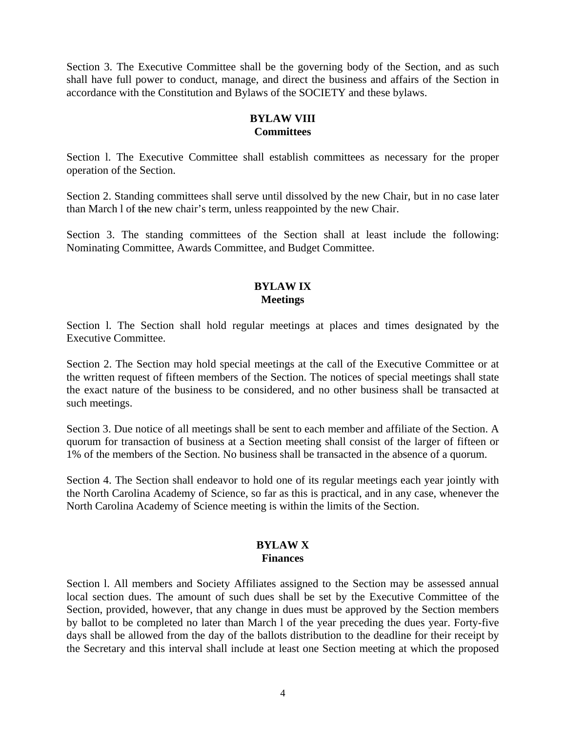Section 3. The Executive Committee shall be the governing body of the Section, and as such shall have full power to conduct, manage, and direct the business and affairs of the Section in accordance with the Constitution and Bylaws of the SOCIETY and these bylaws.

**BYLAW VIII**
**Committees**

Section l. The Executive Committee shall establish committees as necessary for the proper operation of the Section.

Section 2. Standing committees shall serve until dissolved by the new Chair, but in no case later than March l of ~~the~~ new chair's term, unless reappointed by the new Chair.

Section 3. The standing committees of the Section shall at least include the following: Nominating Committee, Awards Committee, and Budget Committee.

**BYLAW IX**
**Meetings**

Section l. The Section shall hold regular meetings at places and times designated by the Executive Committee.

Section 2. The Section may hold special meetings at the call of the Executive Committee or at the written request of fifteen members of the Section. The notices of special meetings shall state the exact nature of the business to be considered, and no other business shall be transacted at such meetings.

Section 3. Due notice of all meetings shall be sent to each member and affiliate of the Section. A quorum for transaction of business at a Section meeting shall consist of the larger of fifteen or 1% of the members of the Section. No business shall be transacted in the absence of a quorum.

Section 4. The Section shall endeavor to hold one of its regular meetings each year jointly with the North Carolina Academy of Science, so far as this is practical, and in any case, whenever the North Carolina Academy of Science meeting is within the limits of the Section.

**BYLAW X**
**Finances**

Section l. All members and Society Affiliates assigned to the Section may be assessed annual local section dues. The amount of such dues shall be set by the Executive Committee of the Section, provided, however, that any change in dues must be approved by the Section members by ballot to be completed no later than March l of the year preceding the dues year. Forty-five days shall be allowed from the day of the ballots distribution to the deadline for their receipt by the Secretary and this interval shall include at least one Section meeting at which the proposed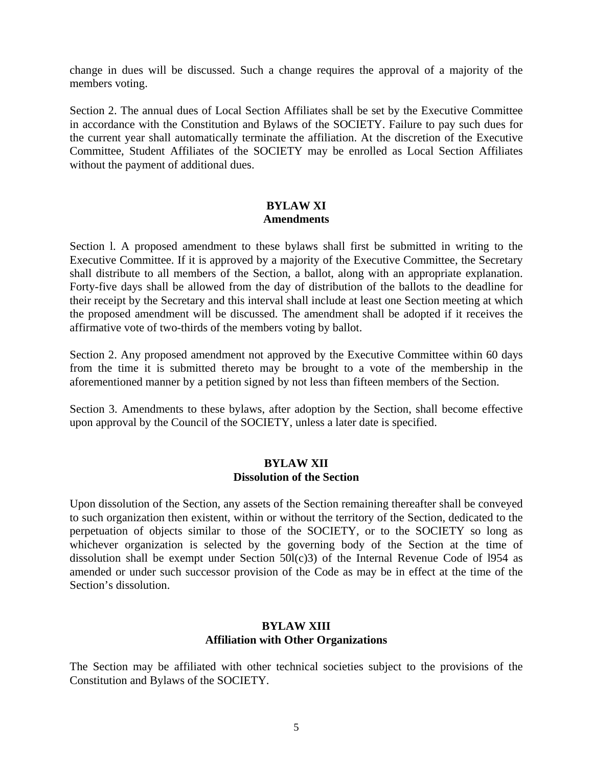change in dues will be discussed. Such a change requires the approval of a majority of the members voting.

Section 2. The annual dues of Local Section Affiliates shall be set by the Executive Committee in accordance with the Constitution and Bylaws of the SOCIETY. Failure to pay such dues for the current year shall automatically terminate the affiliation. At the discretion of the Executive Committee, Student Affiliates of the SOCIETY may be enrolled as Local Section Affiliates without the payment of additional dues.

## BYLAW XI
## Amendments

Section l. A proposed amendment to these bylaws shall first be submitted in writing to the Executive Committee. If it is approved by a majority of the Executive Committee, the Secretary shall distribute to all members of the Section, a ballot, along with an appropriate explanation. Forty-five days shall be allowed from the day of distribution of the ballots to the deadline for their receipt by the Secretary and this interval shall include at least one Section meeting at which the proposed amendment will be discussed. The amendment shall be adopted if it receives the affirmative vote of two-thirds of the members voting by ballot.

Section 2. Any proposed amendment not approved by the Executive Committee within 60 days from the time it is submitted thereto may be brought to a vote of the membership in the aforementioned manner by a petition signed by not less than fifteen members of the Section.

Section 3. Amendments to these bylaws, after adoption by the Section, shall become effective upon approval by the Council of the SOCIETY, unless a later date is specified.

## BYLAW XII
## Dissolution of the Section

Upon dissolution of the Section, any assets of the Section remaining thereafter shall be conveyed to such organization then existent, within or without the territory of the Section, dedicated to the perpetuation of objects similar to those of the SOCIETY, or to the SOCIETY so long as whichever organization is selected by the governing body of the Section at the time of dissolution shall be exempt under Section 50l(c)3) of the Internal Revenue Code of l954 as amended or under such successor provision of the Code as may be in effect at the time of the Section's dissolution.

## BYLAW XIII
## Affiliation with Other Organizations

The Section may be affiliated with other technical societies subject to the provisions of the Constitution and Bylaws of the SOCIETY.